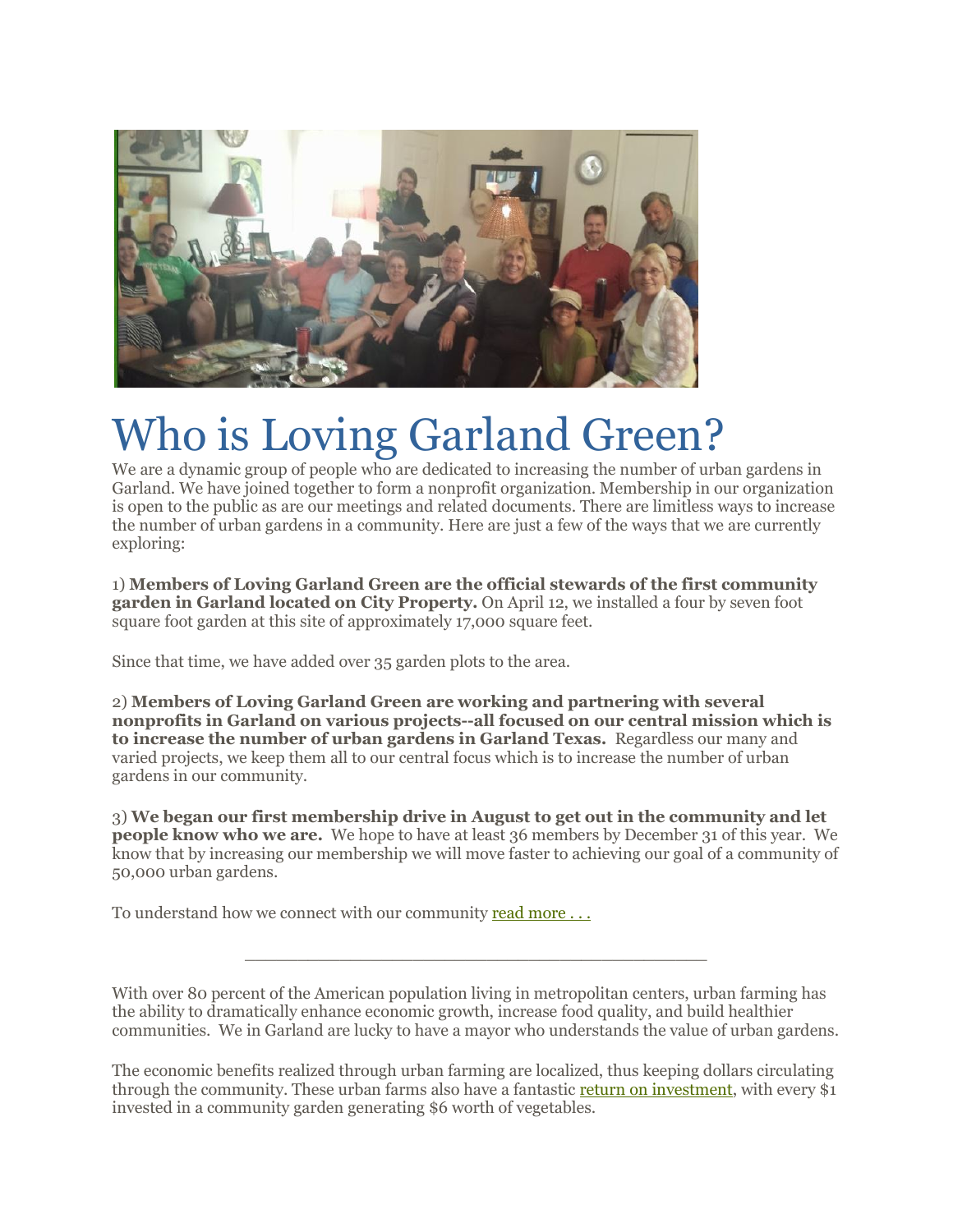# Who is Loving Garland Green?

We are a dynamic group of people who are dedicated to increasing the number of urban gardens in Garland. We have joined together to form a nonprofit organization. Membership in our organization is open to the public as are our meetings and related documents. There are limitless ways to increase the number of urban gardens in a community. Here are just a few of the ways that we are currently exploring:

1) **Members of Loving Garland Green are the official stewards of the first community garden in Garland located on City Property.** On April 12, we installed a four by seven foot square foot garden at this site of approximately 17,000 square feet.

Since that time, we have added over 35 garden plots to the area.

2) **Members of Loving Garland Green are working and partnering with several nonprofits in Garland on various projects--all focused on our central mission which is to increase the number of urban gardens in Garland Texas.** Regardless our many and varied projects, we keep them all to our central focus which is to increase the number of urban gardens in our community.

3) **We began our first membership drive in August to get out in the community and let people know who we are.** We hope to have at least 36 members by December 31 of this year. We know that by increasing our membership we will move faster to achieving our goal of a community of 50,000 urban gardens.

To understand how we connect with our community read more . . .

---

With over 80 percent of the American population living in metropolitan centers, urban farming has the ability to dramatically enhance economic growth, increase food quality, and build healthier communities. We in Garland are lucky to have a mayor who understands the value of urban gardens.

The economic benefits realized through urban farming are localized, thus keeping dollars circulating through the community. These urban farms also have a fantastic return on investment, with every $1 invested in a community garden generating $6 worth of vegetables.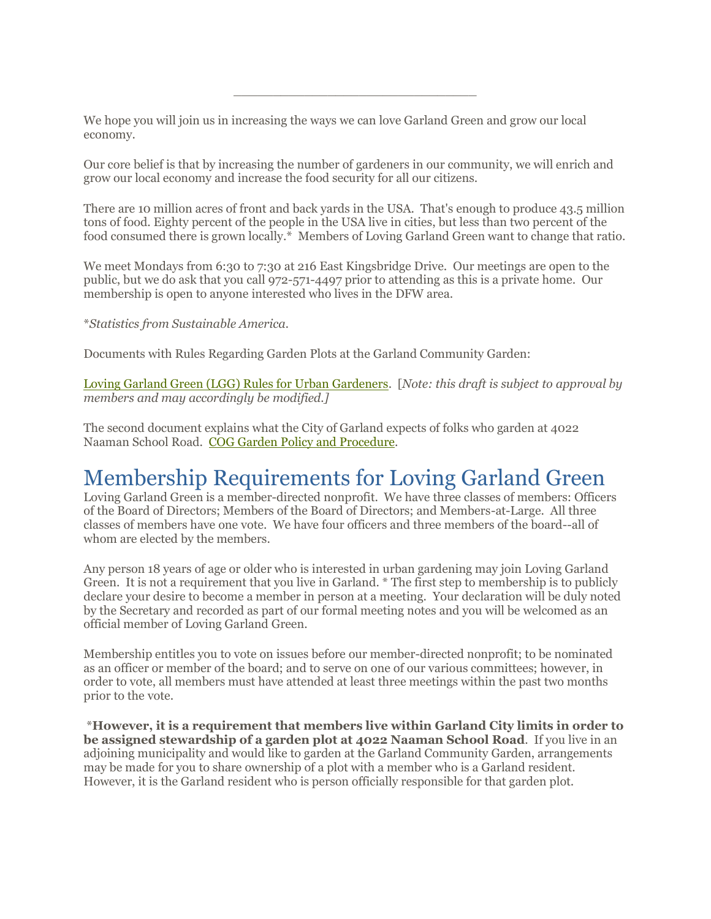________________________________

We hope you will join us in increasing the ways we can love Garland Green and grow our local economy.

Our core belief is that by increasing the number of gardeners in our community, we will enrich and grow our local economy and increase the food security for all our citizens.

There are 10 million acres of front and back yards in the USA. That's enough to produce 43.5 million tons of food. Eighty percent of the people in the USA live in cities, but less than two percent of the food consumed there is grown locally.* Members of Loving Garland Green want to change that ratio.

We meet Mondays from 6:30 to 7:30 at 216 East Kingsbridge Drive. Our meetings are open to the public, but we do ask that you call 972-571-4497 prior to attending as this is a private home. Our membership is open to anyone interested who lives in the DFW area.

**Statistics from Sustainable America.*

Documents with Rules Regarding Garden Plots at the Garland Community Garden:

Loving Garland Green (LGG) Rules for Urban Gardeners. [*Note: this draft is subject to approval by members and may accordingly be modified.]*

The second document explains what the City of Garland expects of folks who garden at 4022 Naaman School Road. COG Garden Policy and Procedure.

# Membership Requirements for Loving Garland Green

Loving Garland Green is a member-directed nonprofit. We have three classes of members: Officers of the Board of Directors; Members of the Board of Directors; and Members-at-Large. All three classes of members have one vote. We have four officers and three members of the board--all of whom are elected by the members.

Any person 18 years of age or older who is interested in urban gardening may join Loving Garland Green. It is not a requirement that you live in Garland. * The first step to membership is to publicly declare your desire to become a member in person at a meeting. Your declaration will be duly noted by the Secretary and recorded as part of our formal meeting notes and you will be welcomed as an official member of Loving Garland Green.

Membership entitles you to vote on issues before our member-directed nonprofit; to be nominated as an officer or member of the board; and to serve on one of our various committees; however, in order to vote, all members must have attended at least three meetings within the past two months prior to the vote.

*__However, it is a requirement that members live within Garland City limits in order to be assigned stewardship of a garden plot at 4022 Naaman School Road__. If you live in an adjoining municipality and would like to garden at the Garland Community Garden, arrangements may be made for you to share ownership of a plot with a member who is a Garland resident. However, it is the Garland resident who is person officially responsible for that garden plot.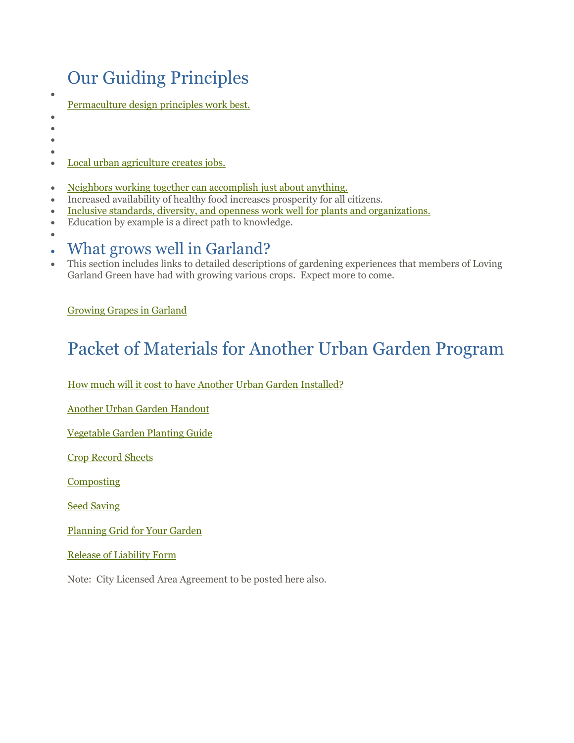## Our Guiding Principles

- Permaculture design principles work best.
- Local urban agriculture creates jobs.
- Neighbors working together can accomplish just about anything.
- Increased availability of healthy food increases prosperity for all citizens.
- Inclusive standards, diversity, and openness work well for plants and organizations.
- Education by example is a direct path to knowledge.

## What grows well in Garland?

This section includes links to detailed descriptions of gardening experiences that members of Loving Garland Green have had with growing various crops. Expect more to come.

Growing Grapes in Garland

## Packet of Materials for Another Urban Garden Program

How much will it cost to have Another Urban Garden Installed?

Another Urban Garden Handout

Vegetable Garden Planting Guide

Crop Record Sheets

Composting

Seed Saving

Planning Grid for Your Garden

Release of Liability Form

Note: City Licensed Area Agreement to be posted here also.